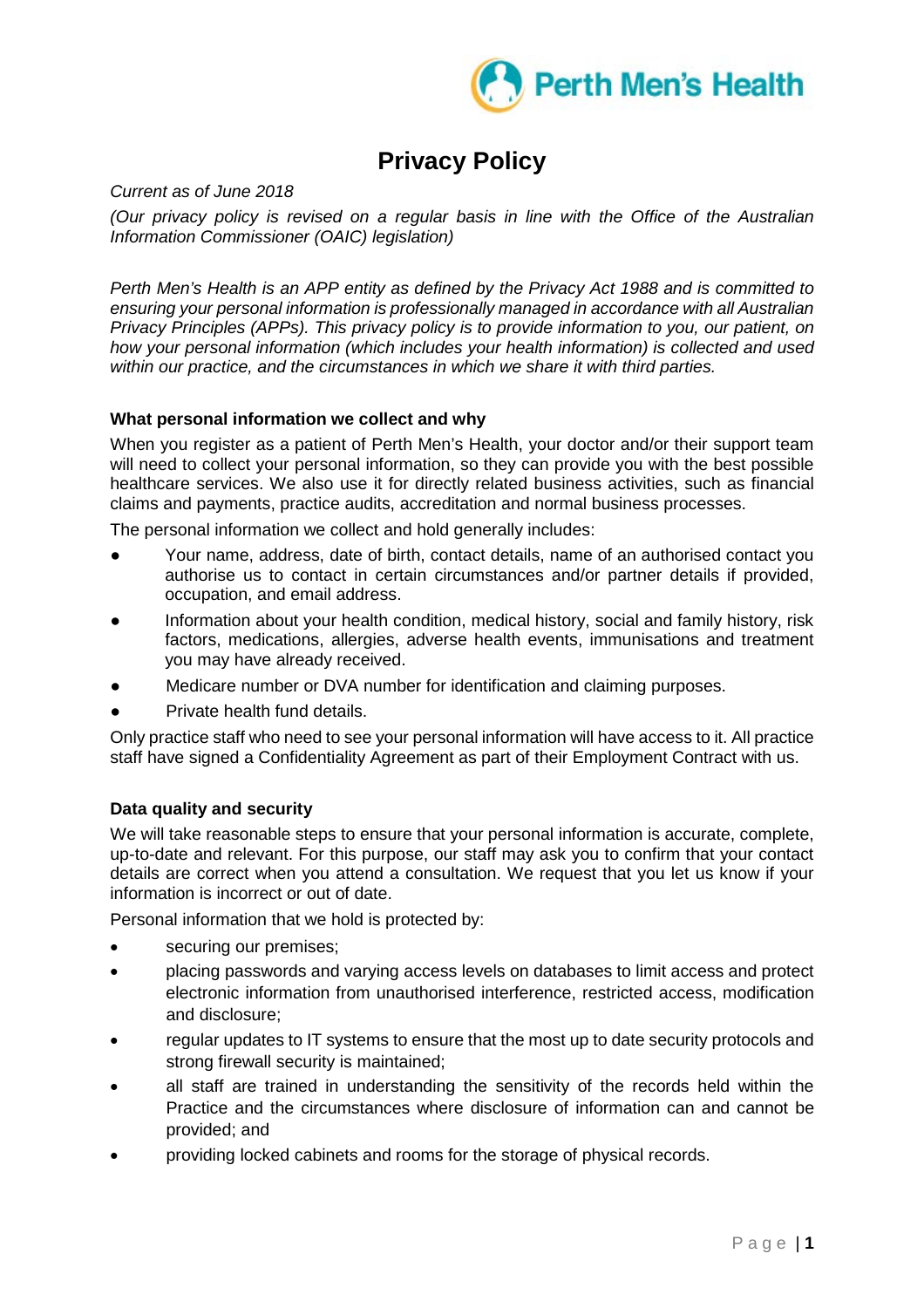# Privacy Policy

*Current as of June 2018*

*(Our privacy policy is revised on a regular basis in line with the Office of the Australian Information Commissioner (OAIC) legislation)*

*Perth Men's Health is an APP entity as defined by the Privacy Act 1988 and is committed to ensuring your personal information is professionally managed in accordance with all Australian Privacy Principles (APPs). This privacy policy is to provide information to you, our patient, on how your personal information (which includes your health information) is collected and used within our practice, and the circumstances in which we share it with third parties.*

### What personal information we collect and why

When you register as a patient of Perth Men's Health, your doctor and/or their support team will need to collect your personal information, so they can provide you with the best possible healthcare services. We also use it for directly related business activities, such as financial claims and payments, practice audits, accreditation and normal business processes.

The personal information we collect and hold generally includes:

- Your name, address, date of birth, contact details, name of an authorised contact you authorise us to contact in certain circumstances and/or partner details if provided, occupation, and email address.
- Information about your health condition, medical history, social and family history, risk factors, medications, allergies, adverse health events, immunisations and treatment you may have already received.
- Medicare number or DVA number for identification and claiming purposes.
- Private health fund details.

Only practice staff who need to see your personal information will have access to it. All practice staff have signed a Confidentiality Agreement as part of their Employment Contract with us.

### Data quality and security

We will take reasonable steps to ensure that your personal information is accurate, complete, up-to-date and relevant. For this purpose, our staff may ask you to confirm that your contact details are correct when you attend a consultation. We request that you let us know if your information is incorrect or out of date.

Personal information that we hold is protected by:

- securing our premises;
- placing passwords and varying access levels on databases to limit access and protect electronic information from unauthorised interference, restricted access, modification and disclosure;
- regular updates to IT systems to ensure that the most up to date security protocols and strong firewall security is maintained;
- all staff are trained in understanding the sensitivity of the records held within the Practice and the circumstances where disclosure of information can and cannot be provided; and
- providing locked cabinets and rooms for the storage of physical records.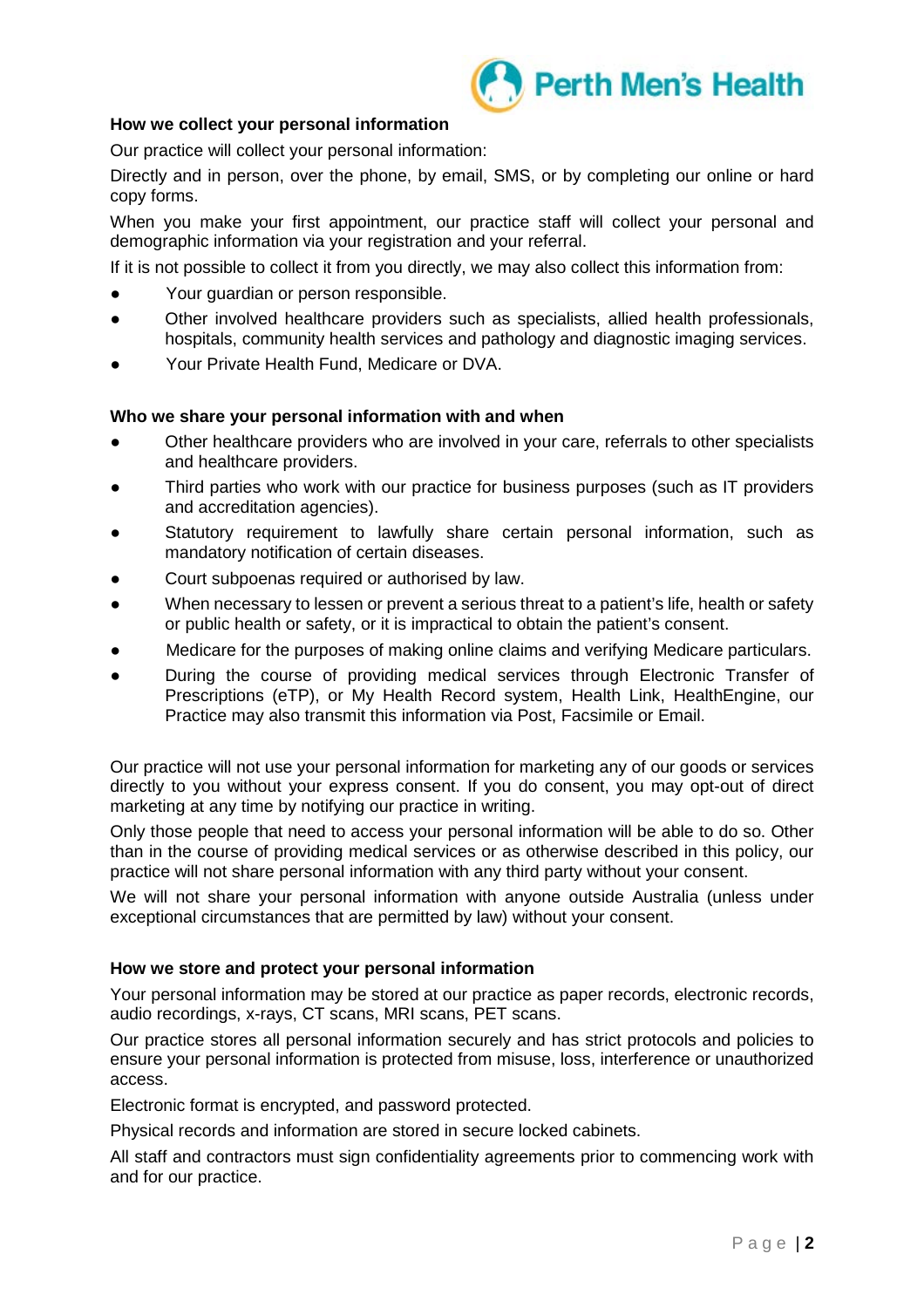### How we collect your personal information

Our practice will collect your personal information:

Directly and in person, over the phone, by email, SMS, or by completing our online or hard copy forms.

When you make your first appointment, our practice staff will collect your personal and demographic information via your registration and your referral.

If it is not possible to collect it from you directly, we may also collect this information from:

- Your guardian or person responsible.
- Other involved healthcare providers such as specialists, allied health professionals, hospitals, community health services and pathology and diagnostic imaging services.
- Your Private Health Fund, Medicare or DVA.

### Who we share your personal information with and when

- Other healthcare providers who are involved in your care, referrals to other specialists and healthcare providers.
- Third parties who work with our practice for business purposes (such as IT providers and accreditation agencies).
- Statutory requirement to lawfully share certain personal information, such as mandatory notification of certain diseases.
- Court subpoenas required or authorised by law.
- When necessary to lessen or prevent a serious threat to a patient's life, health or safety or public health or safety, or it is impractical to obtain the patient's consent.
- Medicare for the purposes of making online claims and verifying Medicare particulars.
- During the course of providing medical services through Electronic Transfer of Prescriptions (eTP), or My Health Record system, Health Link, HealthEngine, our Practice may also transmit this information via Post, Facsimile or Email.

Our practice will not use your personal information for marketing any of our goods or services directly to you without your express consent. If you do consent, you may opt-out of direct marketing at any time by notifying our practice in writing.

Only those people that need to access your personal information will be able to do so. Other than in the course of providing medical services or as otherwise described in this policy, our practice will not share personal information with any third party without your consent.

We will not share your personal information with anyone outside Australia (unless under exceptional circumstances that are permitted by law) without your consent.

### How we store and protect your personal information

Your personal information may be stored at our practice as paper records, electronic records, audio recordings, x-rays, CT scans, MRI scans, PET scans.

Our practice stores all personal information securely and has strict protocols and policies to ensure your personal information is protected from misuse, loss, interference or unauthorized access.

Electronic format is encrypted, and password protected.

Physical records and information are stored in secure locked cabinets.

All staff and contractors must sign confidentiality agreements prior to commencing work with and for our practice.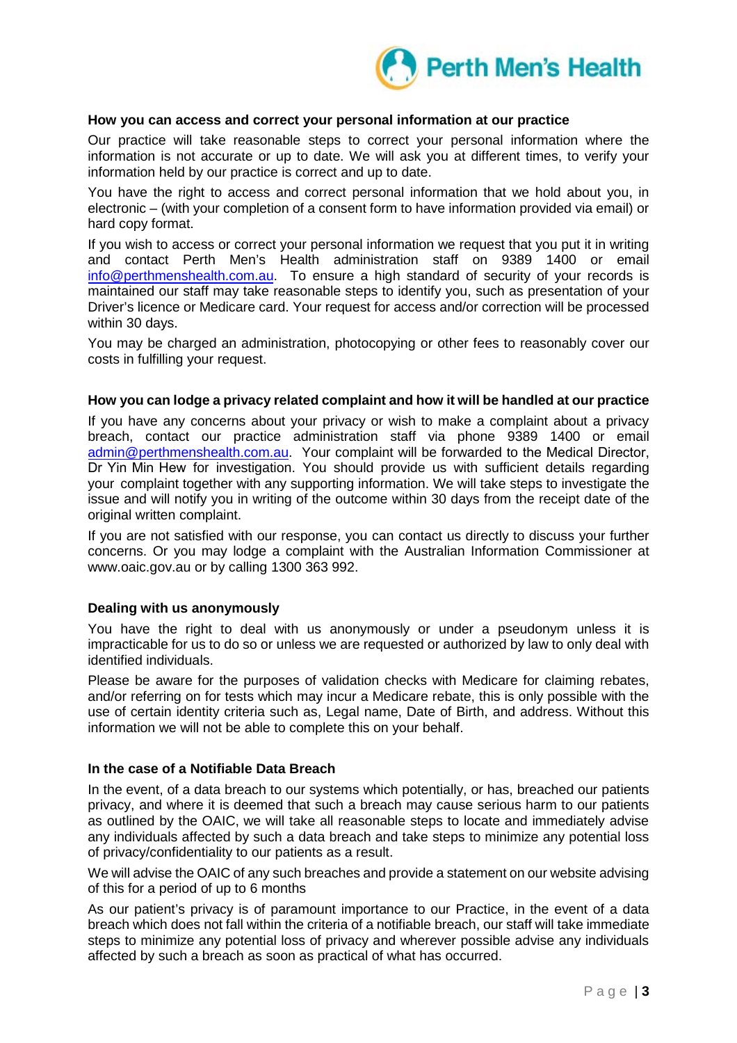**How you can access and correct your personal information at our practice**

Our practice will take reasonable steps to correct your personal information where the information is not accurate or up to date. We will ask you at different times, to verify your information held by our practice is correct and up to date.

You have the right to access and correct personal information that we hold about you, in electronic – (with your completion of a consent form to have information provided via email) or hard copy format.

If you wish to access or correct your personal information we request that you put it in writing and contact Perth Men's Health administration staff on 9389 1400 or email info@perthmenshealth.com.au. To ensure a high standard of security of your records is maintained our staff may take reasonable steps to identify you, such as presentation of your Driver's licence or Medicare card. Your request for access and/or correction will be processed within 30 days.

You may be charged an administration, photocopying or other fees to reasonably cover our costs in fulfilling your request.

**How you can lodge a privacy related complaint and how it will be handled at our practice**

If you have any concerns about your privacy or wish to make a complaint about a privacy breach, contact our practice administration staff via phone 9389 1400 or email admin@perthmenshealth.com.au. Your complaint will be forwarded to the Medical Director, Dr Yin Min Hew for investigation. You should provide us with sufficient details regarding your complaint together with any supporting information. We will take steps to investigate the issue and will notify you in writing of the outcome within 30 days from the receipt date of the original written complaint.

If you are not satisfied with our response, you can contact us directly to discuss your further concerns. Or you may lodge a complaint with the Australian Information Commissioner at www.oaic.gov.au or by calling 1300 363 992.

**Dealing with us anonymously**

You have the right to deal with us anonymously or under a pseudonym unless it is impracticable for us to do so or unless we are requested or authorized by law to only deal with identified individuals.

Please be aware for the purposes of validation checks with Medicare for claiming rebates, and/or referring on for tests which may incur a Medicare rebate, this is only possible with the use of certain identity criteria such as, Legal name, Date of Birth, and address. Without this information we will not be able to complete this on your behalf.

**In the case of a Notifiable Data Breach**

In the event, of a data breach to our systems which potentially, or has, breached our patients privacy, and where it is deemed that such a breach may cause serious harm to our patients as outlined by the OAIC, we will take all reasonable steps to locate and immediately advise any individuals affected by such a data breach and take steps to minimize any potential loss of privacy/confidentiality to our patients as a result.

We will advise the OAIC of any such breaches and provide a statement on our website advising of this for a period of up to 6 months

As our patient's privacy is of paramount importance to our Practice, in the event of a data breach which does not fall within the criteria of a notifiable breach, our staff will take immediate steps to minimize any potential loss of privacy and wherever possible advise any individuals affected by such a breach as soon as practical of what has occurred.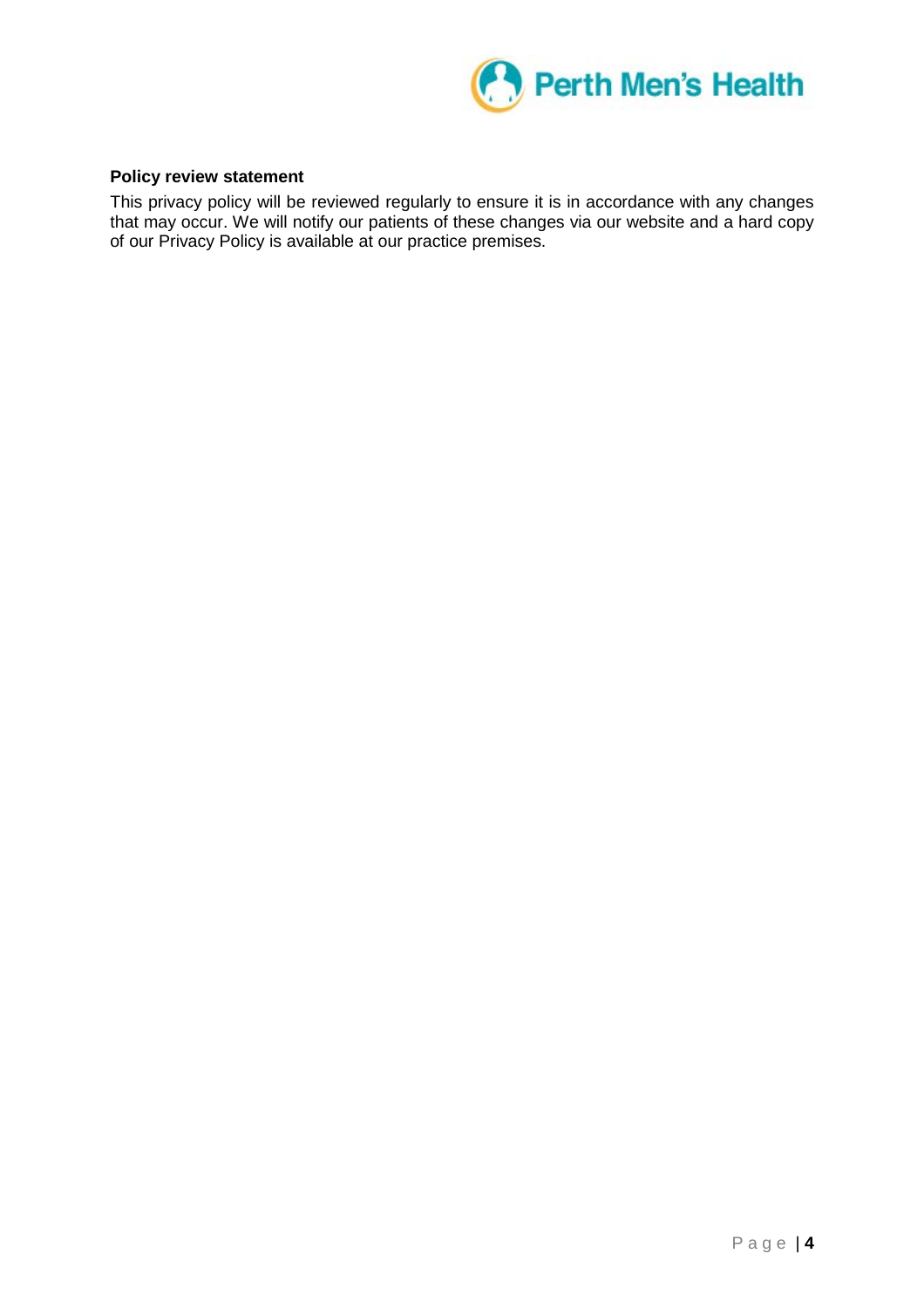**Policy review statement**

This privacy policy will be reviewed regularly to ensure it is in accordance with any changes that may occur. We will notify our patients of these changes via our website and a hard copy of our Privacy Policy is available at our practice premises.